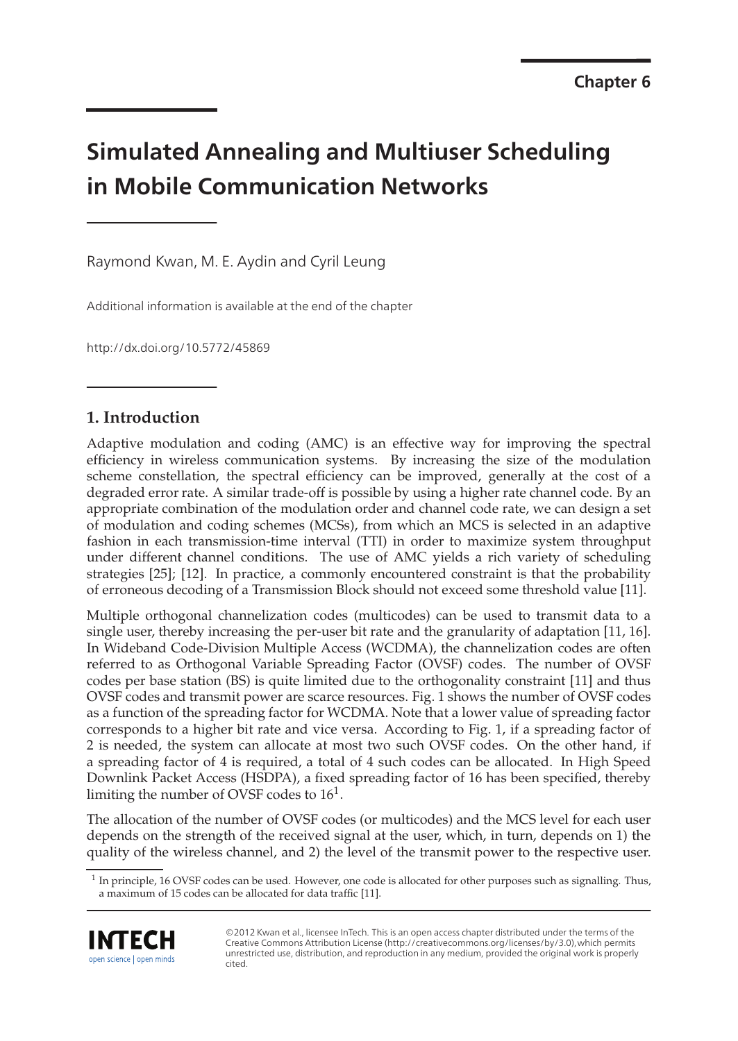Chapter 6

# Simulated Annealing and Multiuser Scheduling in Mobile Communication Networks

Raymond Kwan, M. E. Aydin and Cyril Leung

Additional information is available at the end of the chapter

http://dx.doi.org/10.5772/45869

## 1. Introduction

Adaptive modulation and coding (AMC) is an effective way for improving the spectral efficiency in wireless communication systems. By increasing the size of the modulation scheme constellation, the spectral efficiency can be improved, generally at the cost of a degraded error rate. A similar trade-off is possible by using a higher rate channel code. By an appropriate combination of the modulation order and channel code rate, we can design a set of modulation and coding schemes (MCSs), from which an MCS is selected in an adaptive fashion in each transmission-time interval (TTI) in order to maximize system throughput under different channel conditions. The use of AMC yields a rich variety of scheduling strategies [25]; [12]. In practice, a commonly encountered constraint is that the probability of erroneous decoding of a Transmission Block should not exceed some threshold value [11].

Multiple orthogonal channelization codes (multicodes) can be used to transmit data to a single user, thereby increasing the per-user bit rate and the granularity of adaptation [11, 16]. In Wideband Code-Division Multiple Access (WCDMA), the channelization codes are often referred to as Orthogonal Variable Spreading Factor (OVSF) codes. The number of OVSF codes per base station (BS) is quite limited due to the orthogonality constraint [11] and thus OVSF codes and transmit power are scarce resources. Fig. 1 shows the number of OVSF codes as a function of the spreading factor for WCDMA. Note that a lower value of spreading factor corresponds to a higher bit rate and vice versa. According to Fig. 1, if a spreading factor of 2 is needed, the system can allocate at most two such OVSF codes. On the other hand, if a spreading factor of 4 is required, a total of 4 such codes can be allocated. In High Speed Downlink Packet Access (HSDPA), a fixed spreading factor of 16 has been specified, thereby limiting the number of OVSF codes to 16[1].

The allocation of the number of OVSF codes (or multicodes) and the MCS level for each user depends on the strength of the received signal at the user, which, in turn, depends on 1) the quality of the wireless channel, and 2) the level of the transmit power to the respective user.

[1] In principle, 16 OVSF codes can be used. However, one code is allocated for other purposes such as signalling. Thus, a maximum of 15 codes can be allocated for data traffic [11].

©2012 Kwan et al., licensee InTech. This is an open access chapter distributed under the terms of the Creative Commons Attribution License (http://creativecommons.org/licenses/by/3.0),which permits unrestricted use, distribution, and reproduction in any medium, provided the original work is properly cited.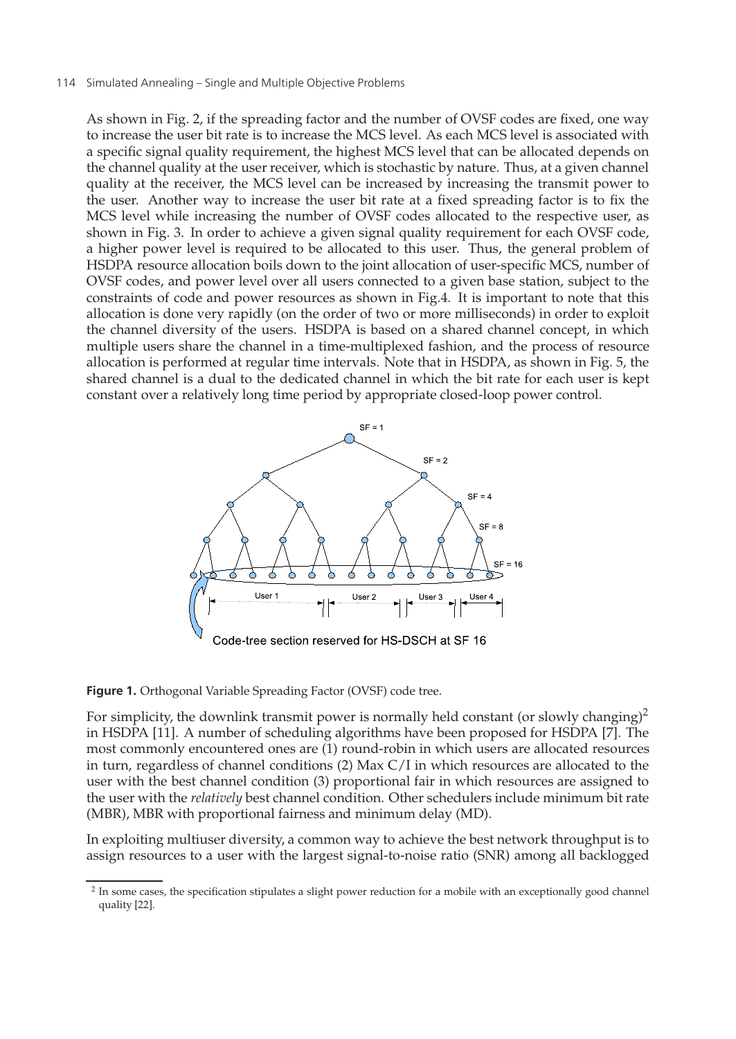As shown in Fig. 2, if the spreading factor and the number of OVSF codes are fixed, one way to increase the user bit rate is to increase the MCS level. As each MCS level is associated with a specific signal quality requirement, the highest MCS level that can be allocated depends on the channel quality at the user receiver, which is stochastic by nature. Thus, at a given channel quality at the receiver, the MCS level can be increased by increasing the transmit power to the user. Another way to increase the user bit rate at a fixed spreading factor is to fix the MCS level while increasing the number of OVSF codes allocated to the respective user, as shown in Fig. 3. In order to achieve a given signal quality requirement for each OVSF code, a higher power level is required to be allocated to this user. Thus, the general problem of HSDPA resource allocation boils down to the joint allocation of user-specific MCS, number of OVSF codes, and power level over all users connected to a given base station, subject to the constraints of code and power resources as shown in Fig.4. It is important to note that this allocation is done very rapidly (on the order of two or more milliseconds) in order to exploit the channel diversity of the users. HSDPA is based on a shared channel concept, in which multiple users share the channel in a time-multiplexed fashion, and the process of resource allocation is performed at regular time intervals. Note that in HSDPA, as shown in Fig. 5, the shared channel is a dual to the dedicated channel in which the bit rate for each user is kept constant over a relatively long time period by appropriate closed-loop power control.

SF = 1
SF = 2
SF = 4
SF = 8
SF = 16
User 1
User 2
User 3
User 4
Code-tree section reserved for HS-DSCH at SF 16

**Figure 1.** Orthogonal Variable Spreading Factor (OVSF) code tree.

For simplicity, the downlink transmit power is normally held constant (or slowly changing)[2] in HSDPA [11]. A number of scheduling algorithms have been proposed for HSDPA [7]. The most commonly encountered ones are (1) round-robin in which users are allocated resources in turn, regardless of channel conditions (2) Max C/I in which resources are allocated to the user with the best channel condition (3) proportional fair in which resources are assigned to the user with the *relatively* best channel condition. Other schedulers include minimum bit rate (MBR), MBR with proportional fairness and minimum delay (MD).

In exploiting multiuser diversity, a common way to achieve the best network throughput is to assign resources to a user with the largest signal-to-noise ratio (SNR) among all backlogged

[2] In some cases, the specification stipulates a slight power reduction for a mobile with an exceptionally good channel quality [22].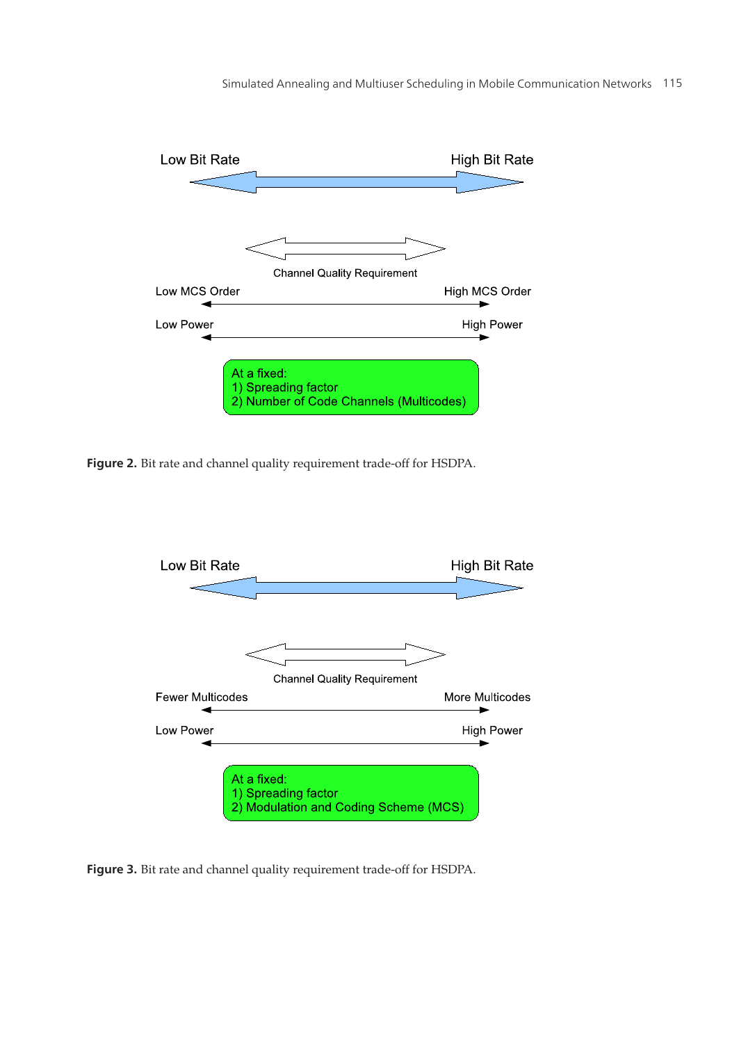Low Bit Rate ⟷ High Bit Rate

Channel Quality Requirement

Low MCS Order ⟷ High MCS Order

Low Power ⟷ High Power

At a fixed:
1) Spreading factor
2) Number of Code Channels (Multicodes)

**Figure 2.** Bit rate and channel quality requirement trade-off for HSDPA.

Low Bit Rate ⟷ High Bit Rate

Channel Quality Requirement

Fewer Multicodes ⟷ More Multicodes

Low Power ⟷ High Power

At a fixed:
1) Spreading factor
2) Modulation and Coding Scheme (MCS)

**Figure 3.** Bit rate and channel quality requirement trade-off for HSDPA.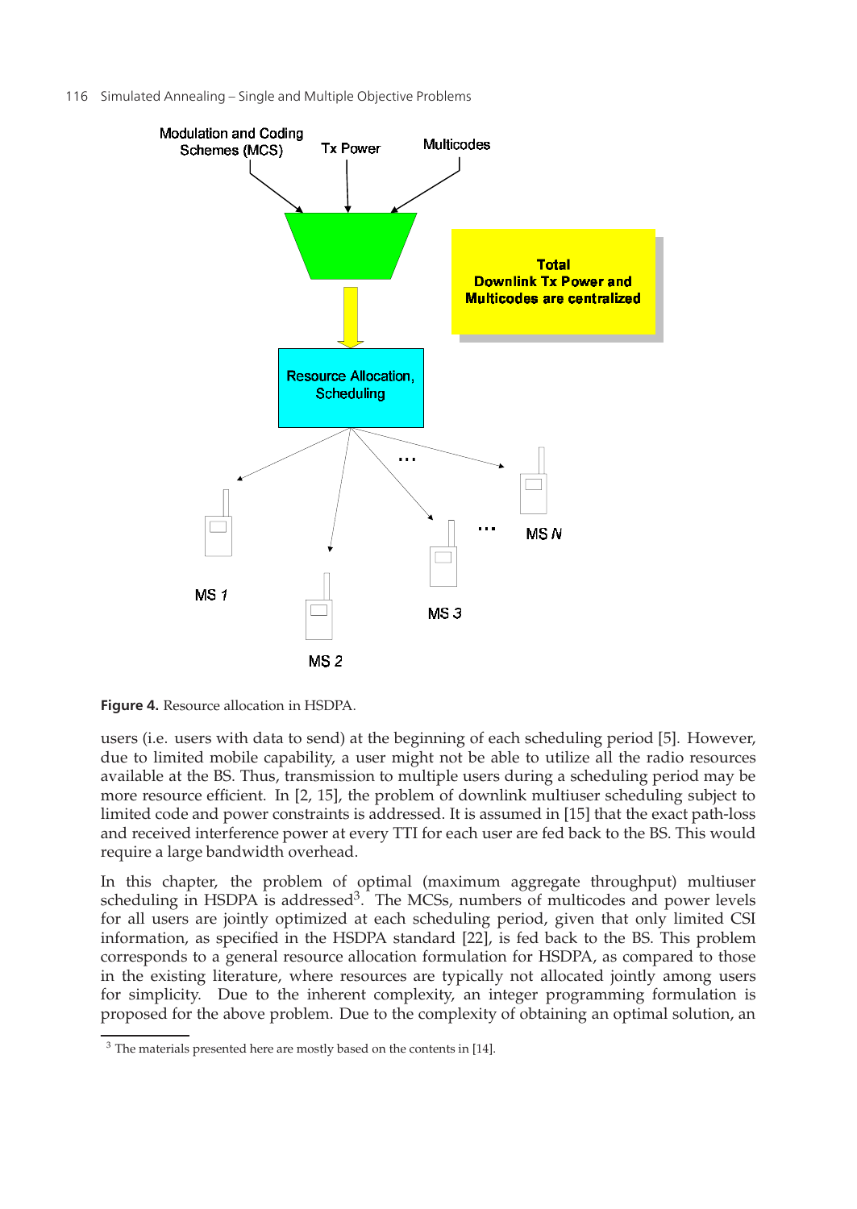**Figure 4.** Resource allocation in HSDPA.

users (i.e. users with data to send) at the beginning of each scheduling period [5]. However, due to limited mobile capability, a user might not be able to utilize all the radio resources available at the BS. Thus, transmission to multiple users during a scheduling period may be more resource efficient. In [2, 15], the problem of downlink multiuser scheduling subject to limited code and power constraints is addressed. It is assumed in [15] that the exact path-loss and received interference power at every TTI for each user are fed back to the BS. This would require a large bandwidth overhead.

In this chapter, the problem of optimal (maximum aggregate throughput) multiuser scheduling in HSDPA is addressed[3]. The MCSs, numbers of multicodes and power levels for all users are jointly optimized at each scheduling period, given that only limited CSI information, as specified in the HSDPA standard [22], is fed back to the BS. This problem corresponds to a general resource allocation formulation for HSDPA, as compared to those in the existing literature, where resources are typically not allocated jointly among users for simplicity. Due to the inherent complexity, an integer programming formulation is proposed for the above problem. Due to the complexity of obtaining an optimal solution, an

[3] The materials presented here are mostly based on the contents in [14].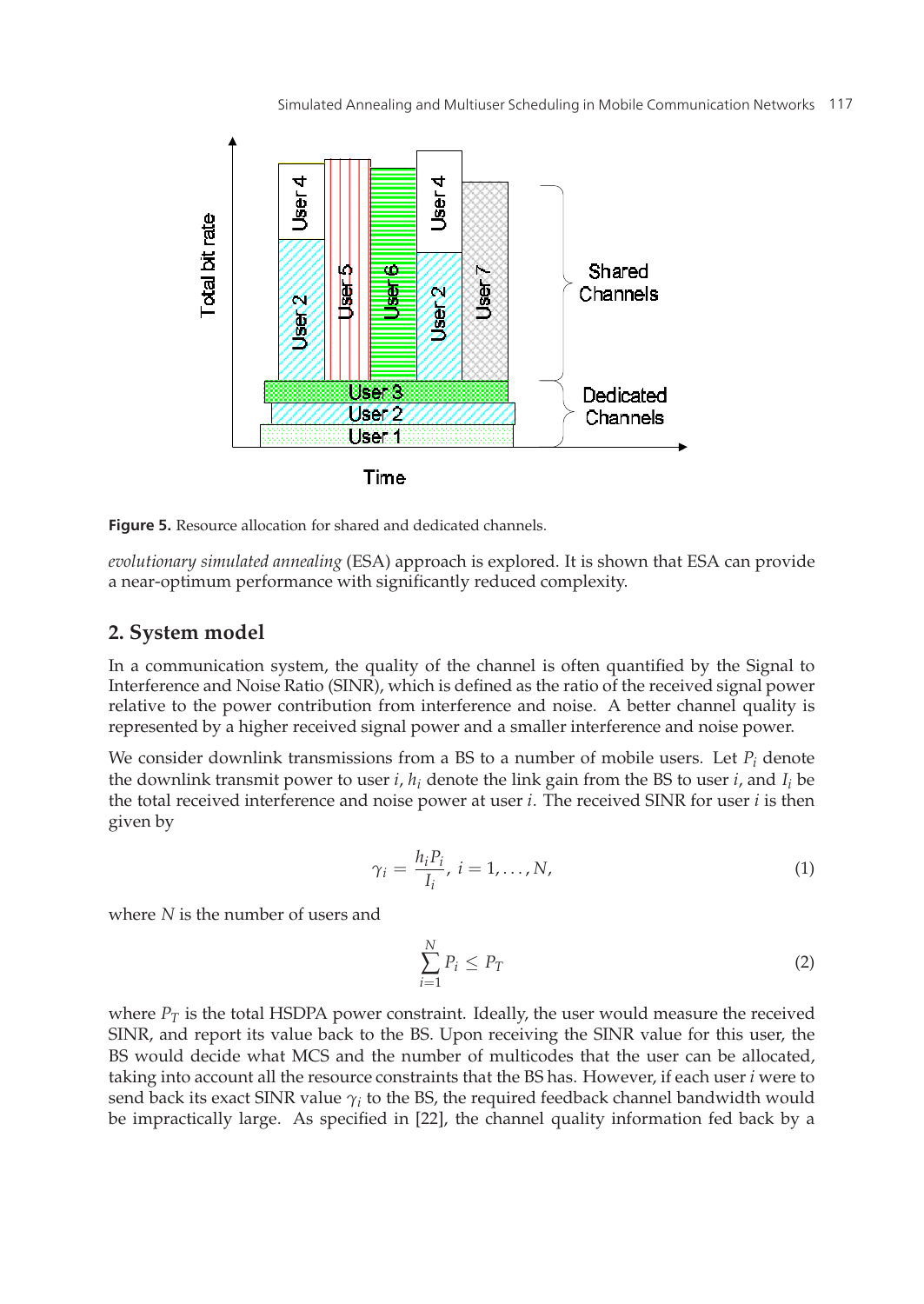**Figure 5.** Resource allocation for shared and dedicated channels.

*evolutionary simulated annealing* (ESA) approach is explored. It is shown that ESA can provide a near-optimum performance with significantly reduced complexity.

## 2. System model

In a communication system, the quality of the channel is often quantified by the Signal to Interference and Noise Ratio (SINR), which is defined as the ratio of the received signal power relative to the power contribution from interference and noise. A better channel quality is represented by a higher received signal power and a smaller interference and noise power.

We consider downlink transmissions from a BS to a number of mobile users. Let $P_i$ denote the downlink transmit power to user $i$, $h_i$ denote the link gain from the BS to user $i$, and $I_i$ be the total received interference and noise power at user $i$. The received SINR for user $i$ is then given by

$$\gamma_i = \frac{h_i P_i}{I_i}, \; i = 1, \ldots, N, \tag{1}$$

where $N$ is the number of users and

$$\sum_{i=1}^{N} P_i \leq P_T \tag{2}$$

where $P_T$ is the total HSDPA power constraint. Ideally, the user would measure the received SINR, and report its value back to the BS. Upon receiving the SINR value for this user, the BS would decide what MCS and the number of multicodes that the user can be allocated, taking into account all the resource constraints that the BS has. However, if each user $i$ were to send back its exact SINR value $\gamma_i$ to the BS, the required feedback channel bandwidth would be impractically large. As specified in [22], the channel quality information fed back by a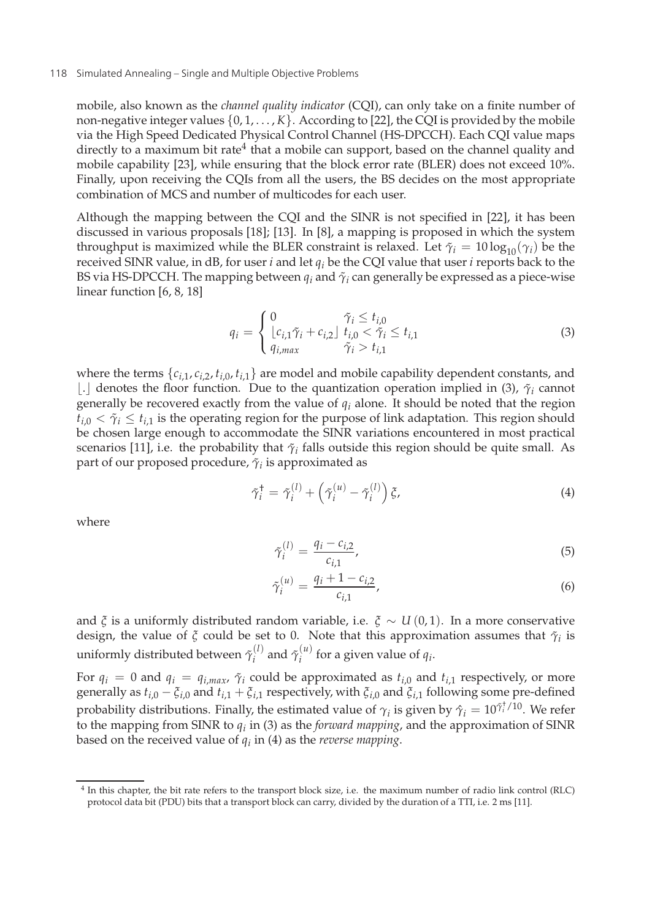mobile, also known as the *channel quality indicator* (CQI), can only take on a finite number of non-negative integer values $\{0, 1, \ldots, K\}$. According to [22], the CQI is provided by the mobile via the High Speed Dedicated Physical Control Channel (HS-DPCCH). Each CQI value maps directly to a maximum bit rate[4] that a mobile can support, based on the channel quality and mobile capability [23], while ensuring that the block error rate (BLER) does not exceed 10%. Finally, upon receiving the CQIs from all the users, the BS decides on the most appropriate combination of MCS and number of multicodes for each user.

Although the mapping between the CQI and the SINR is not specified in [22], it has been discussed in various proposals [18]; [13]. In [8], a mapping is proposed in which the system throughput is maximized while the BLER constraint is relaxed. Let $\tilde{\gamma}_i = 10\log_{10}(\gamma_i)$ be the received SINR value, in dB, for user $i$ and let $q_i$ be the CQI value that user $i$ reports back to the BS via HS-DPCCH. The mapping between $q_i$ and $\tilde{\gamma}_i$ can generally be expressed as a piece-wise linear function [6, 8, 18]

$$q_i = \begin{cases} 0 & \tilde{\gamma}_i \leq t_{i,0} \\ \lfloor c_{i,1}\tilde{\gamma}_i + c_{i,2} \rfloor & t_{i,0} < \tilde{\gamma}_i \leq t_{i,1} \\ q_{i,max} & \tilde{\gamma}_i > t_{i,1} \end{cases} \tag{3}$$

where the terms $\{c_{i,1}, c_{i,2}, t_{i,0}, t_{i,1}\}$ are model and mobile capability dependent constants, and $\lfloor . \rfloor$ denotes the floor function. Due to the quantization operation implied in (3), $\tilde{\gamma}_i$ cannot generally be recovered exactly from the value of $q_i$ alone. It should be noted that the region $t_{i,0} < \tilde{\gamma}_i \leq t_{i,1}$ is the operating region for the purpose of link adaptation. This region should be chosen large enough to accommodate the SINR variations encountered in most practical scenarios [11], i.e. the probability that $\tilde{\gamma}_i$ falls outside this region should be quite small. As part of our proposed procedure, $\tilde{\gamma}_i$ is approximated as

$$\tilde{\gamma}_i^{\dagger} = \tilde{\gamma}_i^{(l)} + \left(\tilde{\gamma}_i^{(u)} - \tilde{\gamma}_i^{(l)}\right)\xi, \tag{4}$$

where

$$\tilde{\gamma}_i^{(l)} = \frac{q_i - c_{i,2}}{c_{i,1}}, \tag{5}$$

$$\tilde{\gamma}_i^{(u)} = \frac{q_i + 1 - c_{i,2}}{c_{i,1}}, \tag{6}$$

and $\xi$ is a uniformly distributed random variable, i.e. $\xi \sim U(0, 1)$. In a more conservative design, the value of $\xi$ could be set to 0. Note that this approximation assumes that $\tilde{\gamma}_i$ is uniformly distributed between $\tilde{\gamma}_i^{(l)}$ and $\tilde{\gamma}_i^{(u)}$ for a given value of $q_i$.

For $q_i = 0$ and $q_i = q_{i,max}$, $\tilde{\gamma}_i$ could be approximated as $t_{i,0}$ and $t_{i,1}$ respectively, or more generally as $t_{i,0} - \xi_{i,0}$ and $t_{i,1} + \xi_{i,1}$ respectively, with $\xi_{i,0}$ and $\xi_{i,1}$ following some pre-defined probability distributions. Finally, the estimated value of $\gamma_i$ is given by $\hat{\gamma}_i = 10^{\tilde{\gamma}_i^{\dagger}/10}$. We refer to the mapping from SINR to $q_i$ in (3) as the *forward mapping*, and the approximation of SINR based on the received value of $q_i$ in (4) as the *reverse mapping*.

[4] In this chapter, the bit rate refers to the transport block size, i.e. the maximum number of radio link control (RLC) protocol data bit (PDU) bits that a transport block can carry, divided by the duration of a TTI, i.e. 2 ms [11].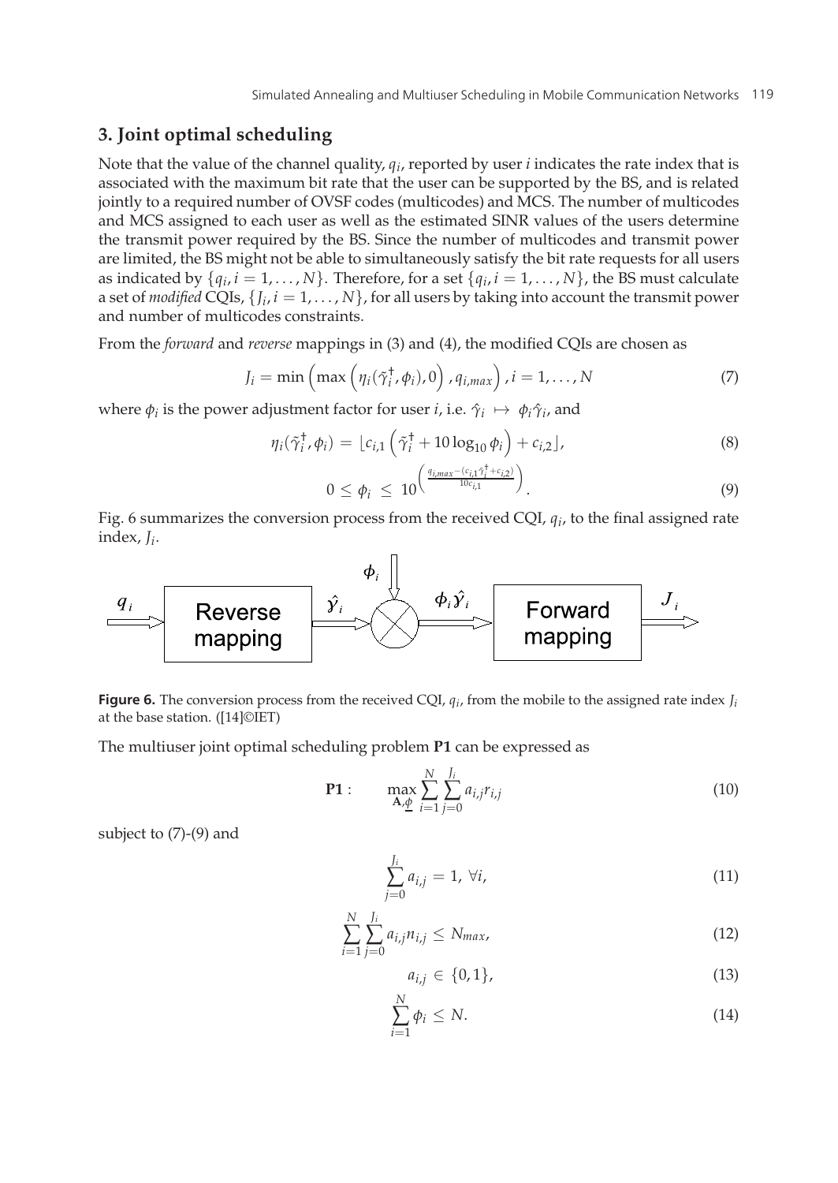## 3. Joint optimal scheduling

Note that the value of the channel quality, $q_i$, reported by user $i$ indicates the rate index that is associated with the maximum bit rate that the user can be supported by the BS, and is related jointly to a required number of OVSF codes (multicodes) and MCS. The number of multicodes and MCS assigned to each user as well as the estimated SINR values of the users determine the transmit power required by the BS. Since the number of multicodes and transmit power are limited, the BS might not be able to simultaneously satisfy the bit rate requests for all users as indicated by $\{q_i, i = 1, \ldots, N\}$. Therefore, for a set $\{q_i, i = 1, \ldots, N\}$, the BS must calculate a set of *modified* CQIs, $\{J_i, i = 1, \ldots, N\}$, for all users by taking into account the transmit power and number of multicodes constraints.

From the *forward* and *reverse* mappings in (3) and (4), the modified CQIs are chosen as

$$J_i = \min\left(\max\left(\eta_i(\tilde{\gamma}_i^{\dagger}, \phi_i), 0\right), q_{i,max}\right), i = 1, \ldots, N \tag{7}$$

where $\phi_i$ is the power adjustment factor for user $i$, i.e. $\hat{\gamma}_i \mapsto \phi_i \hat{\gamma}_i$, and

$$\eta_i(\tilde{\gamma}_i^{\dagger}, \phi_i) = \lfloor c_{i,1}\left(\tilde{\gamma}_i^{\dagger} + 10\log_{10}\phi_i\right) + c_{i,2} \rfloor, \tag{8}$$

$$0 \leq \phi_i \leq 10^{\left(\frac{q_{i,max} - (c_{i,1}\tilde{\gamma}_i^{\dagger} + c_{i,2})}{10c_{i,1}}\right)}. \tag{9}$$

Fig. 6 summarizes the conversion process from the received CQI, $q_i$, to the final assigned rate index, $J_i$.

**Figure 6.** The conversion process from the received CQI, $q_i$, from the mobile to the assigned rate index $J_i$ at the base station. ([14]©IET)

The multiuser joint optimal scheduling problem **P1** can be expressed as

$$\mathbf{P1}: \quad \max_{\mathbf{A}, \underline{\phi}} \sum_{i=1}^{N} \sum_{j=0}^{J_i} a_{i,j} r_{i,j} \tag{10}$$

subject to (7)-(9) and

$$\sum_{j=0}^{J_i} a_{i,j} = 1, \ \forall i, \tag{11}$$

$$\sum_{i=1}^{N} \sum_{j=0}^{J_i} a_{i,j} n_{i,j} \leq N_{max}, \tag{12}$$

$$a_{i,j} \in \{0, 1\}, \tag{13}$$

$$\sum_{i=1}^{N} \phi_i \leq N. \tag{14}$$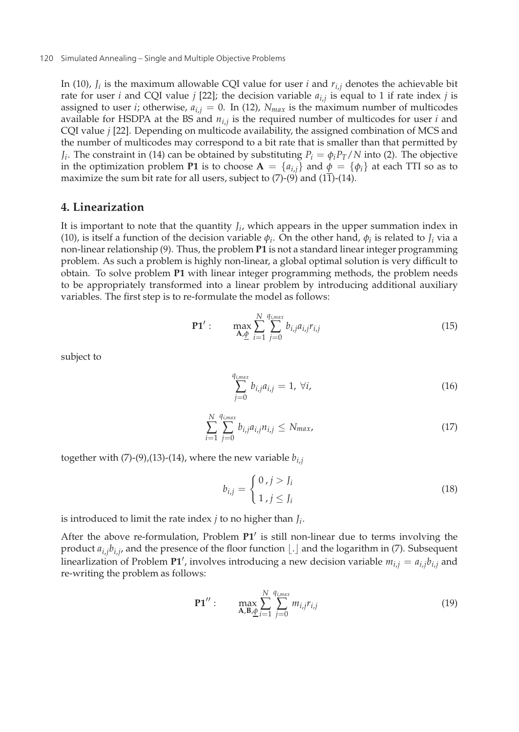In (10), $J_i$ is the maximum allowable CQI value for user $i$ and $r_{i,j}$ denotes the achievable bit rate for user $i$ and CQI value $j$ [22]; the decision variable $a_{i,j}$ is equal to 1 if rate index $j$ is assigned to user $i$; otherwise, $a_{i,j} = 0$. In (12), $N_{max}$ is the maximum number of multicodes available for HSDPA at the BS and $n_{i,j}$ is the required number of multicodes for user $i$ and CQI value $j$ [22]. Depending on multicode availability, the assigned combination of MCS and the number of multicodes may correspond to a bit rate that is smaller than that permitted by $J_i$. The constraint in (14) can be obtained by substituting $P_i = \phi_i P_T / N$ into (2). The objective in the optimization problem **P1** is to choose $\mathbf{A} = \{a_{i,j}\}$ and $\underline{\phi} = \{\phi_i\}$ at each TTI so as to maximize the sum bit rate for all users, subject to (7)-(9) and (11)-(14).

## 4. Linearization

It is important to note that the quantity $J_i$, which appears in the upper summation index in (10), is itself a function of the decision variable $\phi_i$. On the other hand, $\phi_i$ is related to $J_i$ via a non-linear relationship (9). Thus, the problem **P1** is not a standard linear integer programming problem. As such a problem is highly non-linear, a global optimal solution is very difficult to obtain. To solve problem **P1** with linear integer programming methods, the problem needs to be appropriately transformed into a linear problem by introducing additional auxiliary variables. The first step is to re-formulate the model as follows:

$$\mathbf{P1}' : \qquad \max_{\mathbf{A},\underline{\phi}} \sum_{i=1}^{N} \sum_{j=0}^{q_{i,max}} b_{i,j} a_{i,j} r_{i,j} \tag{15}$$

subject to

$$\sum_{j=0}^{q_{i,max}} b_{i,j} a_{i,j} = 1, \ \forall i, \tag{16}$$

$$\sum_{i=1}^{N} \sum_{j=0}^{q_{i,max}} b_{i,j} a_{i,j} n_{i,j} \leq N_{max}, \tag{17}$$

together with (7)-(9),(13)-(14), where the new variable $b_{i,j}$

$$b_{i,j} = \begin{cases} 0 \,, j > J_i \\ 1 \,, j \leq J_i \end{cases} \tag{18}$$

is introduced to limit the rate index $j$ to no higher than $J_i$.

After the above re-formulation, Problem $\mathbf{P1}'$ is still non-linear due to terms involving the product $a_{i,j} b_{i,j}$, and the presence of the floor function $\lfloor . \rfloor$ and the logarithm in (7). Subsequent linearlization of Problem $\mathbf{P1}'$, involves introducing a new decision variable $m_{i,j} = a_{i,j} b_{i,j}$ and re-writing the problem as follows:

$$\mathbf{P1}'' : \qquad \max_{\mathbf{A},\mathbf{B},\underline{\phi}} \sum_{i=1}^{N} \sum_{j=0}^{q_{i,max}} m_{i,j} r_{i,j} \tag{19}$$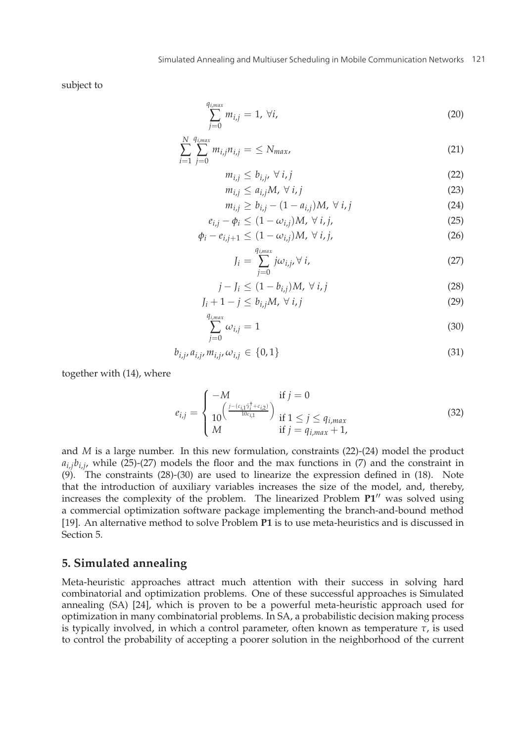subject to

$$\sum_{j=0}^{q_{i,max}} m_{i,j} = 1, \ \forall i, \tag{20}$$

$$\sum_{i=1}^{N} \sum_{j=0}^{q_{i,max}} m_{i,j} n_{i,j} = \leq N_{max}, \tag{21}$$

$$m_{i,j} \leq b_{i,j}, \ \forall \ i,j \tag{22}$$

$$m_{i,j} \leq a_{i,j} M, \ \forall \ i,j \tag{23}$$

$$m_{i,j} \geq b_{i,j} - (1 - a_{i,j}) M, \ \forall \ i,j \tag{24}$$

$$e_{i,j} - \phi_i \leq (1 - \omega_{i,j}) M, \ \forall \ i,j, \tag{25}$$

$$\phi_i - e_{i,j+1} \leq (1 - \omega_{i,j}) M, \ \forall \ i,j, \tag{26}$$

$$J_i = \sum_{j=0}^{q_{i,max}} j \omega_{i,j}, \forall \ i, \tag{27}$$

$$j - J_i \leq (1 - b_{i,j}) M, \ \forall \ i,j \tag{28}$$

$$J_i + 1 - j \leq b_{i,j} M, \ \forall \ i,j \tag{29}$$

$$\sum_{j=0}^{q_{i,max}} \omega_{i,j} = 1 \tag{30}$$

$$b_{i,j}, a_{i,j}, m_{i,j}, \omega_{i,j} \in \{0,1\} \tag{31}$$

together with (14), where

$$e_{i,j} = \begin{cases} -M & \text{if } j = 0 \\ 10^{\left( \frac{j - (c_{i,1} \hat{\gamma}_i^{\dagger} + c_{i,2})}{10 c_{i,1}} \right)} & \text{if } 1 \leq j \leq q_{i,max} \\ M & \text{if } j = q_{i,max} + 1, \end{cases} \tag{32}$$

and $M$ is a large number. In this new formulation, constraints (22)-(24) model the product $a_{i,j} b_{i,j}$, while (25)-(27) models the floor and the max functions in (7) and the constraint in (9). The constraints (28)-(30) are used to linearize the expression defined in (18). Note that the introduction of auxiliary variables increases the size of the model, and, thereby, increases the complexity of the problem. The linearized Problem **P1**$''$ was solved using a commercial optimization software package implementing the branch-and-bound method [19]. An alternative method to solve Problem **P1** is to use meta-heuristics and is discussed in Section 5.

## 5. Simulated annealing

Meta-heuristic approaches attract much attention with their success in solving hard combinatorial and optimization problems. One of these successful approaches is Simulated annealing (SA) [24], which is proven to be a powerful meta-heuristic approach used for optimization in many combinatorial problems. In SA, a probabilistic decision making process is typically involved, in which a control parameter, often known as temperature $\tau$, is used to control the probability of accepting a poorer solution in the neighborhood of the current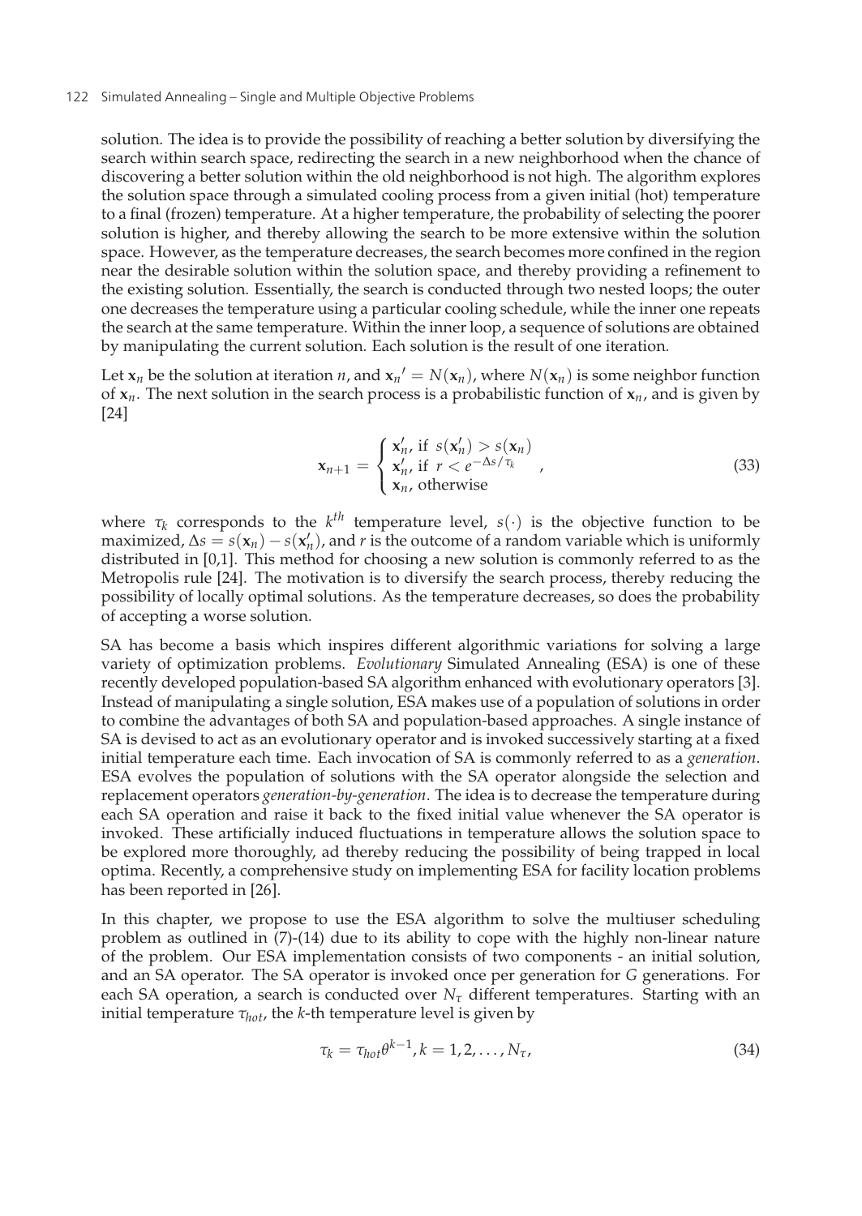solution. The idea is to provide the possibility of reaching a better solution by diversifying the search within search space, redirecting the search in a new neighborhood when the chance of discovering a better solution within the old neighborhood is not high. The algorithm explores the solution space through a simulated cooling process from a given initial (hot) temperature to a final (frozen) temperature. At a higher temperature, the probability of selecting the poorer solution is higher, and thereby allowing the search to be more extensive within the solution space. However, as the temperature decreases, the search becomes more confined in the region near the desirable solution within the solution space, and thereby providing a refinement to the existing solution. Essentially, the search is conducted through two nested loops; the outer one decreases the temperature using a particular cooling schedule, while the inner one repeats the search at the same temperature. Within the inner loop, a sequence of solutions are obtained by manipulating the current solution. Each solution is the result of one iteration.

Let $\mathbf{x}_n$ be the solution at iteration $n$, and $\mathbf{x}_n{}' = N(\mathbf{x}_n)$, where $N(\mathbf{x}_n)$ is some neighbor function of $\mathbf{x}_n$. The next solution in the search process is a probabilistic function of $\mathbf{x}_n$, and is given by [24]

$$\mathbf{x}_{n+1} = \begin{cases} \mathbf{x}_n', \text{ if } s(\mathbf{x}_n') > s(\mathbf{x}_n) \\ \mathbf{x}_n', \text{ if } r < e^{-\Delta s / \tau_k} \\ \mathbf{x}_n, \text{ otherwise} \end{cases}, \tag{33}$$

where $\tau_k$ corresponds to the $k^{th}$ temperature level, $s(\cdot)$ is the objective function to be maximized, $\Delta s = s(\mathbf{x}_n) - s(\mathbf{x}_n')$, and $r$ is the outcome of a random variable which is uniformly distributed in [0,1]. This method for choosing a new solution is commonly referred to as the Metropolis rule [24]. The motivation is to diversify the search process, thereby reducing the possibility of locally optimal solutions. As the temperature decreases, so does the probability of accepting a worse solution.

SA has become a basis which inspires different algorithmic variations for solving a large variety of optimization problems. *Evolutionary* Simulated Annealing (ESA) is one of these recently developed population-based SA algorithm enhanced with evolutionary operators [3]. Instead of manipulating a single solution, ESA makes use of a population of solutions in order to combine the advantages of both SA and population-based approaches. A single instance of SA is devised to act as an evolutionary operator and is invoked successively starting at a fixed initial temperature each time. Each invocation of SA is commonly referred to as a *generation*. ESA evolves the population of solutions with the SA operator alongside the selection and replacement operators *generation-by-generation*. The idea is to decrease the temperature during each SA operation and raise it back to the fixed initial value whenever the SA operator is invoked. These artificially induced fluctuations in temperature allows the solution space to be explored more thoroughly, ad thereby reducing the possibility of being trapped in local optima. Recently, a comprehensive study on implementing ESA for facility location problems has been reported in [26].

In this chapter, we propose to use the ESA algorithm to solve the multiuser scheduling problem as outlined in (7)-(14) due to its ability to cope with the highly non-linear nature of the problem. Our ESA implementation consists of two components - an initial solution, and an SA operator. The SA operator is invoked once per generation for $G$ generations. For each SA operation, a search is conducted over $N_\tau$ different temperatures. Starting with an initial temperature $\tau_{hot}$, the $k$-th temperature level is given by

$$\tau_k = \tau_{hot}\theta^{k-1}, k = 1, 2, \ldots, N_\tau, \tag{34}$$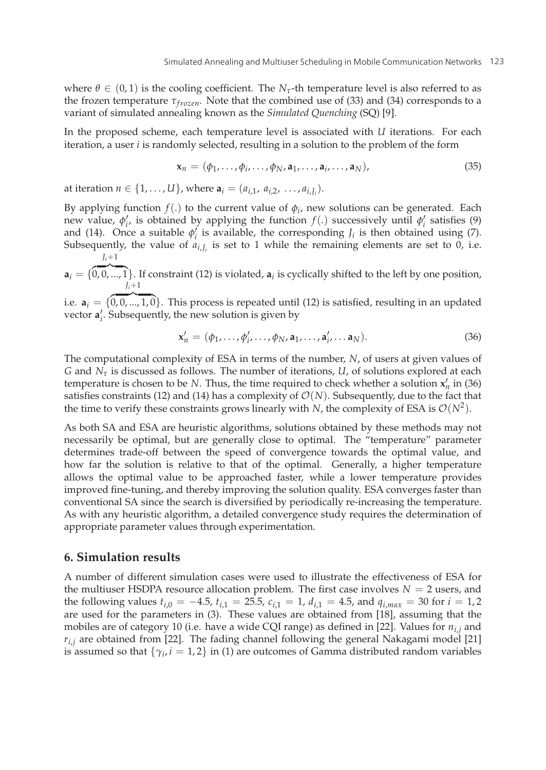where $\theta \in (0, 1)$ is the cooling coefficient. The $N_\tau$-th temperature level is also referred to as the frozen temperature $\tau_{frozen}$. Note that the combined use of (33) and (34) corresponds to a variant of simulated annealing known as the *Simulated Quenching* (SQ) [9].

In the proposed scheme, each temperature level is associated with $U$ iterations. For each iteration, a user $i$ is randomly selected, resulting in a solution to the problem of the form

$$\mathbf{x}_n = (\phi_1, \ldots, \phi_i, \ldots, \phi_N, \mathbf{a}_1, \ldots, \mathbf{a}_i, \ldots, \mathbf{a}_N), \tag{35}$$

at iteration $n \in \{1, \ldots, U\}$, where $\mathbf{a}_i = (a_{i,1},\ a_{i,2},\ \ldots, a_{i,J_i})$.

By applying function $f(.)$ to the current value of $\phi_i$, new solutions can be generated. Each new value, $\phi_i'$, is obtained by applying the function $f(.)$ successively until $\phi_i'$ satisfies (9) and (14). Once a suitable $\phi_i'$ is available, the corresponding $J_i$ is then obtained using (7). Subsequently, the value of $a_{i,J_i}$ is set to 1 while the remaining elements are set to 0, i.e. $\mathbf{a}_i = \{\overbrace{0, 0, ..., 1}^{J_i+1}\}$. If constraint (12) is violated, $\mathbf{a}_i$ is cyclically shifted to the left by one position, i.e. $\mathbf{a}_i = \{\overbrace{0, 0, ..., 1, 0}^{J_i+1}\}$. This process is repeated until (12) is satisfied, resulting in an updated vector $\mathbf{a}_i'$. Subsequently, the new solution is given by

$$\mathbf{x}_n' = (\phi_1, \ldots, \phi_i', \ldots, \phi_N, \mathbf{a}_1, \ldots, \mathbf{a}_i', \ldots \mathbf{a}_N). \tag{36}$$

The computational complexity of ESA in terms of the number, $N$, of users at given values of $G$ and $N_\tau$ is discussed as follows. The number of iterations, $U$, of solutions explored at each temperature is chosen to be $N$. Thus, the time required to check whether a solution $\mathbf{x}_n'$ in (36) satisfies constraints (12) and (14) has a complexity of $\mathcal{O}(N)$. Subsequently, due to the fact that the time to verify these constraints grows linearly with $N$, the complexity of ESA is $\mathcal{O}(N^2)$.

As both SA and ESA are heuristic algorithms, solutions obtained by these methods may not necessarily be optimal, but are generally close to optimal. The "temperature" parameter determines trade-off between the speed of convergence towards the optimal value, and how far the solution is relative to that of the optimal. Generally, a higher temperature allows the optimal value to be approached faster, while a lower temperature provides improved fine-tuning, and thereby improving the solution quality. ESA converges faster than conventional SA since the search is diversified by periodically re-increasing the temperature. As with any heuristic algorithm, a detailed convergence study requires the determination of appropriate parameter values through experimentation.

## 6. Simulation results

A number of different simulation cases were used to illustrate the effectiveness of ESA for the multiuser HSDPA resource allocation problem. The first case involves $N = 2$ users, and the following values $t_{i,0} = -4.5$, $t_{i,1} = 25.5$, $c_{i,1} = 1$, $d_{i,1} = 4.5$, and $q_{i,max} = 30$ for $i = 1, 2$ are used for the parameters in (3). These values are obtained from [18], assuming that the mobiles are of category 10 (i.e. have a wide CQI range) as defined in [22]. Values for $n_{i,j}$ and $r_{i,j}$ are obtained from [22]. The fading channel following the general Nakagami model [21] is assumed so that $\{\gamma_i, i = 1, 2\}$ in (1) are outcomes of Gamma distributed random variables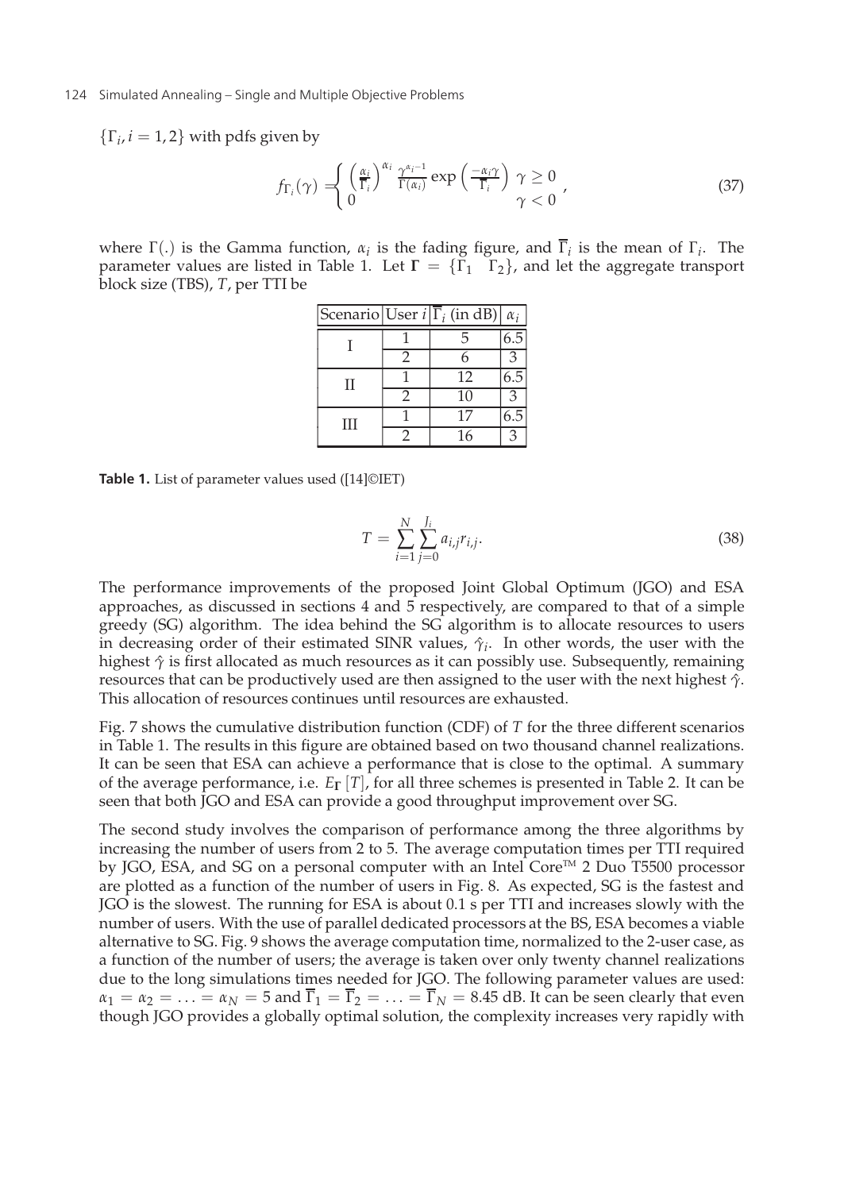$\{\Gamma_i, i = 1, 2\}$ with pdfs given by

$$f_{\Gamma_i}(\gamma) = \begin{cases} \left(\frac{\alpha_i}{\overline{\Gamma}_i}\right)^{\alpha_i} \frac{\gamma^{\alpha_i - 1}}{\Gamma(\alpha_i)} \exp\left(\frac{-\alpha_i \gamma}{\overline{\Gamma}_i}\right) & \gamma \geq 0 \\ 0 & \gamma < 0 \end{cases}, \tag{37}$$

where $\Gamma(.)$ is the Gamma function, $\alpha_i$ is the fading figure, and $\overline{\Gamma}_i$ is the mean of $\Gamma_i$. The parameter values are listed in Table 1. Let $\mathbf{\Gamma} = \{\Gamma_1 \quad \Gamma_2\}$, and let the aggregate transport block size (TBS), $T$, per TTI be

| Scenario | User $i$ | $\overline{\Gamma}_i$ (in dB) | $\alpha_i$ |
|---|---|---|---|
| I | 1 | 5 | 6.5 |
| | 2 | 6 | 3 |
| II | 1 | 12 | 6.5 |
| | 2 | 10 | 3 |
| III | 1 | 17 | 6.5 |
| | 2 | 16 | 3 |

**Table 1.** List of parameter values used ([14]©IET)

$$T = \sum_{i=1}^{N} \sum_{j=0}^{J_i} a_{i,j} r_{i,j}. \tag{38}$$

The performance improvements of the proposed Joint Global Optimum (JGO) and ESA approaches, as discussed in sections 4 and 5 respectively, are compared to that of a simple greedy (SG) algorithm. The idea behind the SG algorithm is to allocate resources to users in decreasing order of their estimated SINR values, $\hat{\gamma}_i$. In other words, the user with the highest $\hat{\gamma}$ is first allocated as much resources as it can possibly use. Subsequently, remaining resources that can be productively used are then assigned to the user with the next highest $\hat{\gamma}$. This allocation of resources continues until resources are exhausted.

Fig. 7 shows the cumulative distribution function (CDF) of $T$ for the three different scenarios in Table 1. The results in this figure are obtained based on two thousand channel realizations. It can be seen that ESA can achieve a performance that is close to the optimal. A summary of the average performance, i.e. $E_{\mathbf{\Gamma}}[T]$, for all three schemes is presented in Table 2. It can be seen that both JGO and ESA can provide a good throughput improvement over SG.

The second study involves the comparison of performance among the three algorithms by increasing the number of users from 2 to 5. The average computation times per TTI required by JGO, ESA, and SG on a personal computer with an Intel Core™ 2 Duo T5500 processor are plotted as a function of the number of users in Fig. 8. As expected, SG is the fastest and JGO is the slowest. The running for ESA is about 0.1 s per TTI and increases slowly with the number of users. With the use of parallel dedicated processors at the BS, ESA becomes a viable alternative to SG. Fig. 9 shows the average computation time, normalized to the 2-user case, as a function of the number of users; the average is taken over only twenty channel realizations due to the long simulations times needed for JGO. The following parameter values are used: $\alpha_1 = \alpha_2 = \ldots = \alpha_N = 5$ and $\overline{\Gamma}_1 = \overline{\Gamma}_2 = \ldots = \overline{\Gamma}_N = 8.45$ dB. It can be seen clearly that even though JGO provides a globally optimal solution, the complexity increases very rapidly with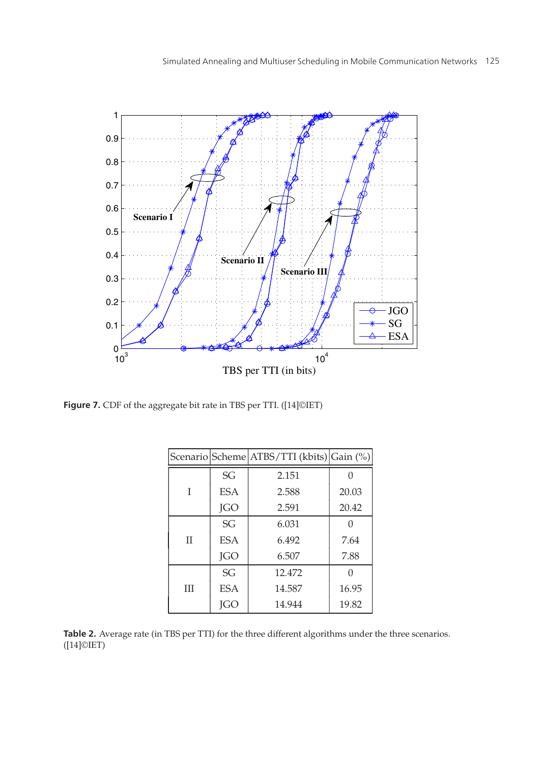**Figure 7.** CDF of the aggregate bit rate in TBS per TTI. ([14]©IET)

| Scenario | Scheme | ATBS/TTI (kbits) | Gain (%) |
|---|---|---|---|
| I | SG | 2.151 | 0 |
| | ESA | 2.588 | 20.03 |
| | JGO | 2.591 | 20.42 |
| II | SG | 6.031 | 0 |
| | ESA | 6.492 | 7.64 |
| | JGO | 6.507 | 7.88 |
| III | SG | 12.472 | 0 |
| | ESA | 14.587 | 16.95 |
| | JGO | 14.944 | 19.82 |

**Table 2.** Average rate (in TBS per TTI) for the three different algorithms under the three scenarios. ([14]©IET)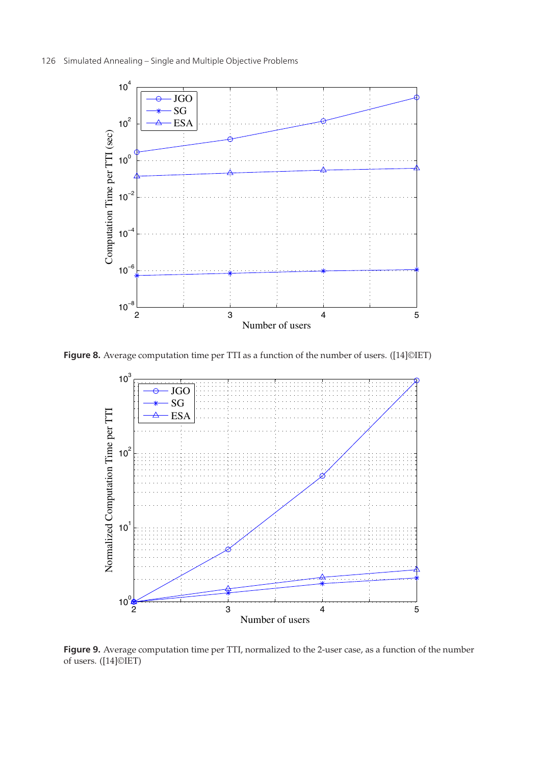**Figure 8.** Average computation time per TTI as a function of the number of users. ([14]©IET)

**Figure 9.** Average computation time per TTI, normalized to the 2-user case, as a function of the number of users. ([14]©IET)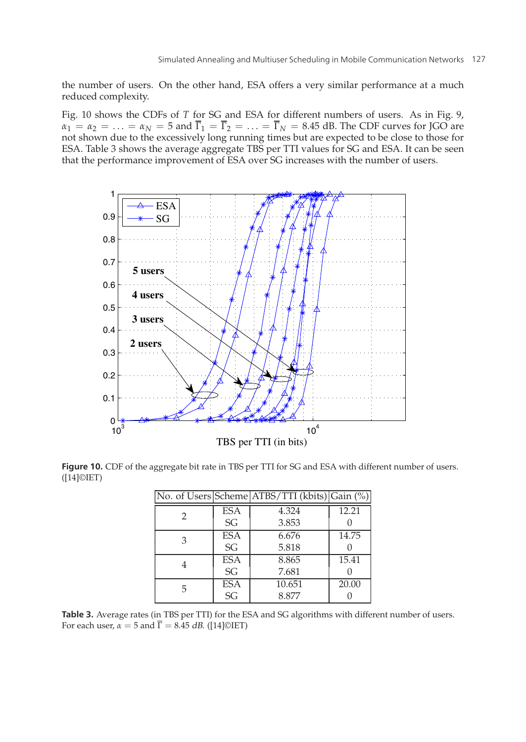the number of users. On the other hand, ESA offers a very similar performance at a much reduced complexity.

Fig. 10 shows the CDFs of $T$ for SG and ESA for different numbers of users. As in Fig. 9, $\alpha_1 = \alpha_2 = \ldots = \alpha_N = 5$ and $\overline{\Gamma}_1 = \overline{\Gamma}_2 = \ldots = \overline{\Gamma}_N = 8.45$ dB. The CDF curves for JGO are not shown due to the excessively long running times but are expected to be close to those for ESA. Table 3 shows the average aggregate TBS per TTI values for SG and ESA. It can be seen that the performance improvement of ESA over SG increases with the number of users.

**Figure 10.** CDF of the aggregate bit rate in TBS per TTI for SG and ESA with different number of users. ([14]©IET)

| No. of Users | Scheme | ATBS/TTI (kbits) | Gain (%) |
|---|---|---|---|
| 2 | ESA | 4.324 | 12.21 |
| | SG | 3.853 | 0 |
| 3 | ESA | 6.676 | 14.75 |
| | SG | 5.818 | 0 |
| 4 | ESA | 8.865 | 15.41 |
| | SG | 7.681 | 0 |
| 5 | ESA | 10.651 | 20.00 |
| | SG | 8.877 | 0 |

**Table 3.** Average rates (in TBS per TTI) for the ESA and SG algorithms with different number of users. For each user, $\alpha = 5$ and $\overline{\Gamma} = 8.45$ *dB*. ([14]©IET)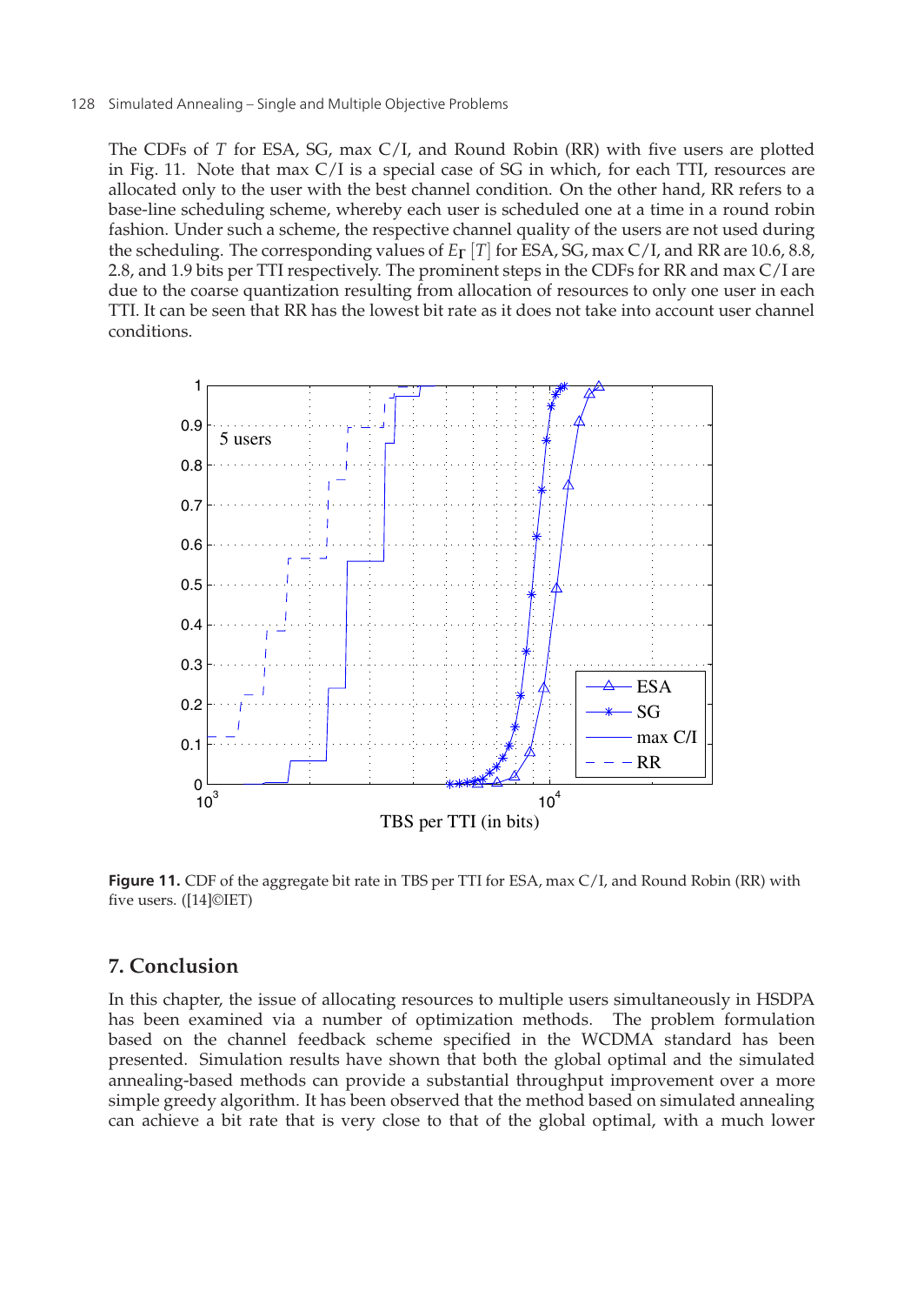The CDFs of $T$ for ESA, SG, max C/I, and Round Robin (RR) with five users are plotted in Fig. 11. Note that max C/I is a special case of SG in which, for each TTI, resources are allocated only to the user with the best channel condition. On the other hand, RR refers to a base-line scheduling scheme, whereby each user is scheduled one at a time in a round robin fashion. Under such a scheme, the respective channel quality of the users are not used during the scheduling. The corresponding values of $E_{\Gamma}[T]$ for ESA, SG, max C/I, and RR are 10.6, 8.8, 2.8, and 1.9 bits per TTI respectively. The prominent steps in the CDFs for RR and max C/I are due to the coarse quantization resulting from allocation of resources to only one user in each TTI. It can be seen that RR has the lowest bit rate as it does not take into account user channel conditions.

**Figure 11.** CDF of the aggregate bit rate in TBS per TTI for ESA, max C/I, and Round Robin (RR) with five users. ([14]©IET)

## 7. Conclusion

In this chapter, the issue of allocating resources to multiple users simultaneously in HSDPA has been examined via a number of optimization methods. The problem formulation based on the channel feedback scheme specified in the WCDMA standard has been presented. Simulation results have shown that both the global optimal and the simulated annealing-based methods can provide a substantial throughput improvement over a more simple greedy algorithm. It has been observed that the method based on simulated annealing can achieve a bit rate that is very close to that of the global optimal, with a much lower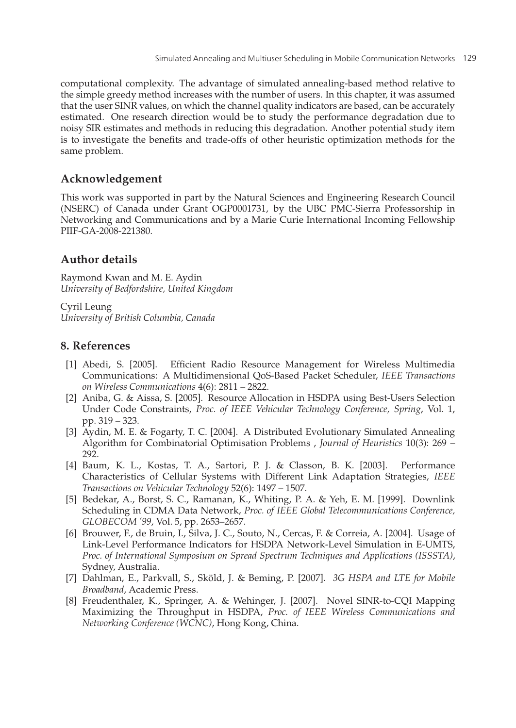computational complexity. The advantage of simulated annealing-based method relative to the simple greedy method increases with the number of users. In this chapter, it was assumed that the user SINR values, on which the channel quality indicators are based, can be accurately estimated. One research direction would be to study the performance degradation due to noisy SIR estimates and methods in reducing this degradation. Another potential study item is to investigate the benefits and trade-offs of other heuristic optimization methods for the same problem.

## Acknowledgement

This work was supported in part by the Natural Sciences and Engineering Research Council (NSERC) of Canada under Grant OGP0001731, by the UBC PMC-Sierra Professorship in Networking and Communications and by a Marie Curie International Incoming Fellowship PIIF-GA-2008-221380.

## Author details

Raymond Kwan and M. E. Aydin
*University of Bedfordshire, United Kingdom*

Cyril Leung
*University of British Columbia, Canada*

## 8. References

[1] Abedi, S. [2005]. Efficient Radio Resource Management for Wireless Multimedia Communications: A Multidimensional QoS-Based Packet Scheduler, *IEEE Transactions on Wireless Communications* 4(6): 2811 – 2822.

[2] Aniba, G. & Aissa, S. [2005]. Resource Allocation in HSDPA using Best-Users Selection Under Code Constraints, *Proc. of IEEE Vehicular Technology Conference, Spring*, Vol. 1, pp. 319 – 323.

[3] Aydin, M. E. & Fogarty, T. C. [2004]. A Distributed Evolutionary Simulated Annealing Algorithm for Combinatorial Optimisation Problems , *Journal of Heuristics* 10(3): 269 – 292.

[4] Baum, K. L., Kostas, T. A., Sartori, P. J. & Classon, B. K. [2003]. Performance Characteristics of Cellular Systems with Different Link Adaptation Strategies, *IEEE Transactions on Vehicular Technology* 52(6): 1497 – 1507.

[5] Bedekar, A., Borst, S. C., Ramanan, K., Whiting, P. A. & Yeh, E. M. [1999]. Downlink Scheduling in CDMA Data Network, *Proc. of IEEE Global Telecommunications Conference, GLOBECOM '99*, Vol. 5, pp. 2653–2657.

[6] Brouwer, F., de Bruin, I., Silva, J. C., Souto, N., Cercas, F. & Correia, A. [2004]. Usage of Link-Level Performance Indicators for HSDPA Network-Level Simulation in E-UMTS, *Proc. of International Symposium on Spread Spectrum Techniques and Applications (ISSSTA)*, Sydney, Australia.

[7] Dahlman, E., Parkvall, S., Sköld, J. & Beming, P. [2007]. *3G HSPA and LTE for Mobile Broadband*, Academic Press.

[8] Freudenthaler, K., Springer, A. & Wehinger, J. [2007]. Novel SINR-to-CQI Mapping Maximizing the Throughput in HSDPA, *Proc. of IEEE Wireless Communications and Networking Conference (WCNC)*, Hong Kong, China.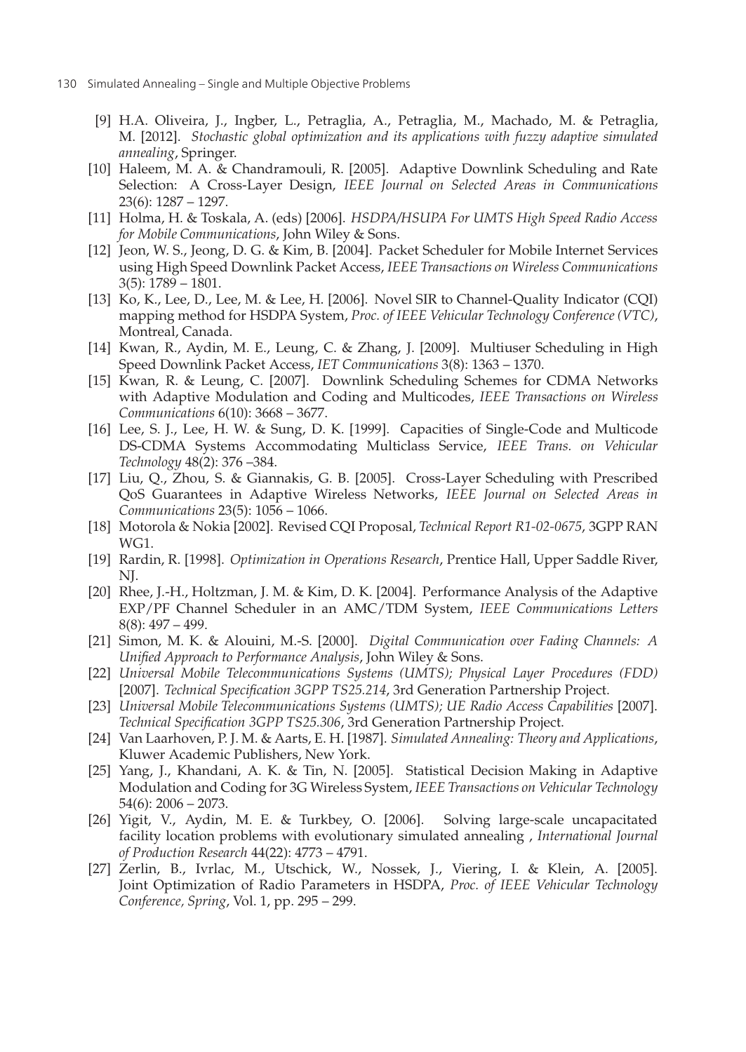[9] H.A. Oliveira, J., Ingber, L., Petraglia, A., Petraglia, M., Machado, M. & Petraglia, M. [2012]. *Stochastic global optimization and its applications with fuzzy adaptive simulated annealing*, Springer.

[10] Haleem, M. A. & Chandramouli, R. [2005]. Adaptive Downlink Scheduling and Rate Selection: A Cross-Layer Design, *IEEE Journal on Selected Areas in Communications* 23(6): 1287 – 1297.

[11] Holma, H. & Toskala, A. (eds) [2006]. *HSDPA/HSUPA For UMTS High Speed Radio Access for Mobile Communications*, John Wiley & Sons.

[12] Jeon, W. S., Jeong, D. G. & Kim, B. [2004]. Packet Scheduler for Mobile Internet Services using High Speed Downlink Packet Access, *IEEE Transactions on Wireless Communications* 3(5): 1789 – 1801.

[13] Ko, K., Lee, D., Lee, M. & Lee, H. [2006]. Novel SIR to Channel-Quality Indicator (CQI) mapping method for HSDPA System, *Proc. of IEEE Vehicular Technology Conference (VTC)*, Montreal, Canada.

[14] Kwan, R., Aydin, M. E., Leung, C. & Zhang, J. [2009]. Multiuser Scheduling in High Speed Downlink Packet Access, *IET Communications* 3(8): 1363 – 1370.

[15] Kwan, R. & Leung, C. [2007]. Downlink Scheduling Schemes for CDMA Networks with Adaptive Modulation and Coding and Multicodes, *IEEE Transactions on Wireless Communications* 6(10): 3668 – 3677.

[16] Lee, S. J., Lee, H. W. & Sung, D. K. [1999]. Capacities of Single-Code and Multicode DS-CDMA Systems Accommodating Multiclass Service, *IEEE Trans. on Vehicular Technology* 48(2): 376 –384.

[17] Liu, Q., Zhou, S. & Giannakis, G. B. [2005]. Cross-Layer Scheduling with Prescribed QoS Guarantees in Adaptive Wireless Networks, *IEEE Journal on Selected Areas in Communications* 23(5): 1056 – 1066.

[18] Motorola & Nokia [2002]. Revised CQI Proposal, *Technical Report R1-02-0675*, 3GPP RAN WG1.

[19] Rardin, R. [1998]. *Optimization in Operations Research*, Prentice Hall, Upper Saddle River, NJ.

[20] Rhee, J.-H., Holtzman, J. M. & Kim, D. K. [2004]. Performance Analysis of the Adaptive EXP/PF Channel Scheduler in an AMC/TDM System, *IEEE Communications Letters* 8(8): 497 – 499.

[21] Simon, M. K. & Alouini, M.-S. [2000]. *Digital Communication over Fading Channels: A Unified Approach to Performance Analysis*, John Wiley & Sons.

[22] *Universal Mobile Telecommunications Systems (UMTS); Physical Layer Procedures (FDD)* [2007]. *Technical Specification 3GPP TS25.214*, 3rd Generation Partnership Project.

[23] *Universal Mobile Telecommunications Systems (UMTS); UE Radio Access Capabilities* [2007]. *Technical Specification 3GPP TS25.306*, 3rd Generation Partnership Project.

[24] Van Laarhoven, P. J. M. & Aarts, E. H. [1987]. *Simulated Annealing: Theory and Applications*, Kluwer Academic Publishers, New York.

[25] Yang, J., Khandani, A. K. & Tin, N. [2005]. Statistical Decision Making in Adaptive Modulation and Coding for 3G Wireless System, *IEEE Transactions on Vehicular Technology* 54(6): 2006 – 2073.

[26] Yigit, V., Aydin, M. E. & Turkbey, O. [2006]. Solving large-scale uncapacitated facility location problems with evolutionary simulated annealing , *International Journal of Production Research* 44(22): 4773 – 4791.

[27] Zerlin, B., Ivrlac, M., Utschick, W., Nossek, J., Viering, I. & Klein, A. [2005]. Joint Optimization of Radio Parameters in HSDPA, *Proc. of IEEE Vehicular Technology Conference, Spring*, Vol. 1, pp. 295 – 299.